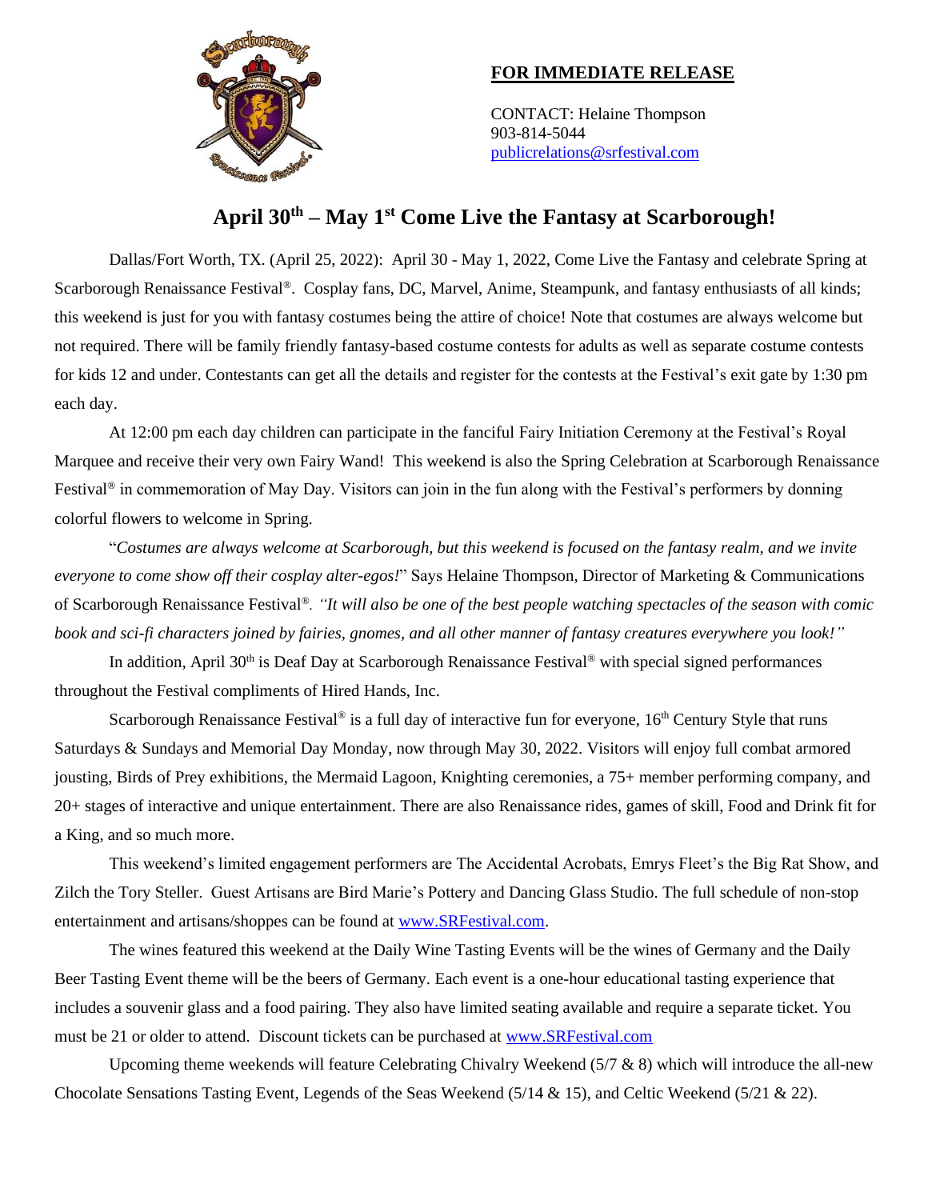**FOR IMMEDIATE RELEASE**

CONTACT: Helaine Thompson
903-814-5044
publicrelations@srfestival.com

# April 30th – May 1st Come Live the Fantasy at Scarborough!

Dallas/Fort Worth, TX. (April 25, 2022): April 30 - May 1, 2022, Come Live the Fantasy and celebrate Spring at Scarborough Renaissance Festival®. Cosplay fans, DC, Marvel, Anime, Steampunk, and fantasy enthusiasts of all kinds; this weekend is just for you with fantasy costumes being the attire of choice! Note that costumes are always welcome but not required. There will be family friendly fantasy-based costume contests for adults as well as separate costume contests for kids 12 and under. Contestants can get all the details and register for the contests at the Festival's exit gate by 1:30 pm each day.

At 12:00 pm each day children can participate in the fanciful Fairy Initiation Ceremony at the Festival's Royal Marquee and receive their very own Fairy Wand! This weekend is also the Spring Celebration at Scarborough Renaissance Festival® in commemoration of May Day. Visitors can join in the fun along with the Festival's performers by donning colorful flowers to welcome in Spring.

"*Costumes are always welcome at Scarborough, but this weekend is focused on the fantasy realm, and we invite everyone to come show off their cosplay alter-egos!*" Says Helaine Thompson, Director of Marketing & Communications of Scarborough Renaissance Festival®. *"It will also be one of the best people watching spectacles of the season with comic book and sci-fi characters joined by fairies, gnomes, and all other manner of fantasy creatures everywhere you look!"*

In addition, April 30th is Deaf Day at Scarborough Renaissance Festival® with special signed performances throughout the Festival compliments of Hired Hands, Inc.

Scarborough Renaissance Festival® is a full day of interactive fun for everyone, 16th Century Style that runs Saturdays & Sundays and Memorial Day Monday, now through May 30, 2022. Visitors will enjoy full combat armored jousting, Birds of Prey exhibitions, the Mermaid Lagoon, Knighting ceremonies, a 75+ member performing company, and 20+ stages of interactive and unique entertainment. There are also Renaissance rides, games of skill, Food and Drink fit for a King, and so much more.

This weekend's limited engagement performers are The Accidental Acrobats, Emrys Fleet's the Big Rat Show, and Zilch the Tory Steller. Guest Artisans are Bird Marie's Pottery and Dancing Glass Studio. The full schedule of non-stop entertainment and artisans/shoppes can be found at www.SRFestival.com.

The wines featured this weekend at the Daily Wine Tasting Events will be the wines of Germany and the Daily Beer Tasting Event theme will be the beers of Germany. Each event is a one-hour educational tasting experience that includes a souvenir glass and a food pairing. They also have limited seating available and require a separate ticket. You must be 21 or older to attend. Discount tickets can be purchased at www.SRFestival.com

Upcoming theme weekends will feature Celebrating Chivalry Weekend (5/7 & 8) which will introduce the all-new Chocolate Sensations Tasting Event, Legends of the Seas Weekend (5/14 & 15), and Celtic Weekend (5/21 & 22).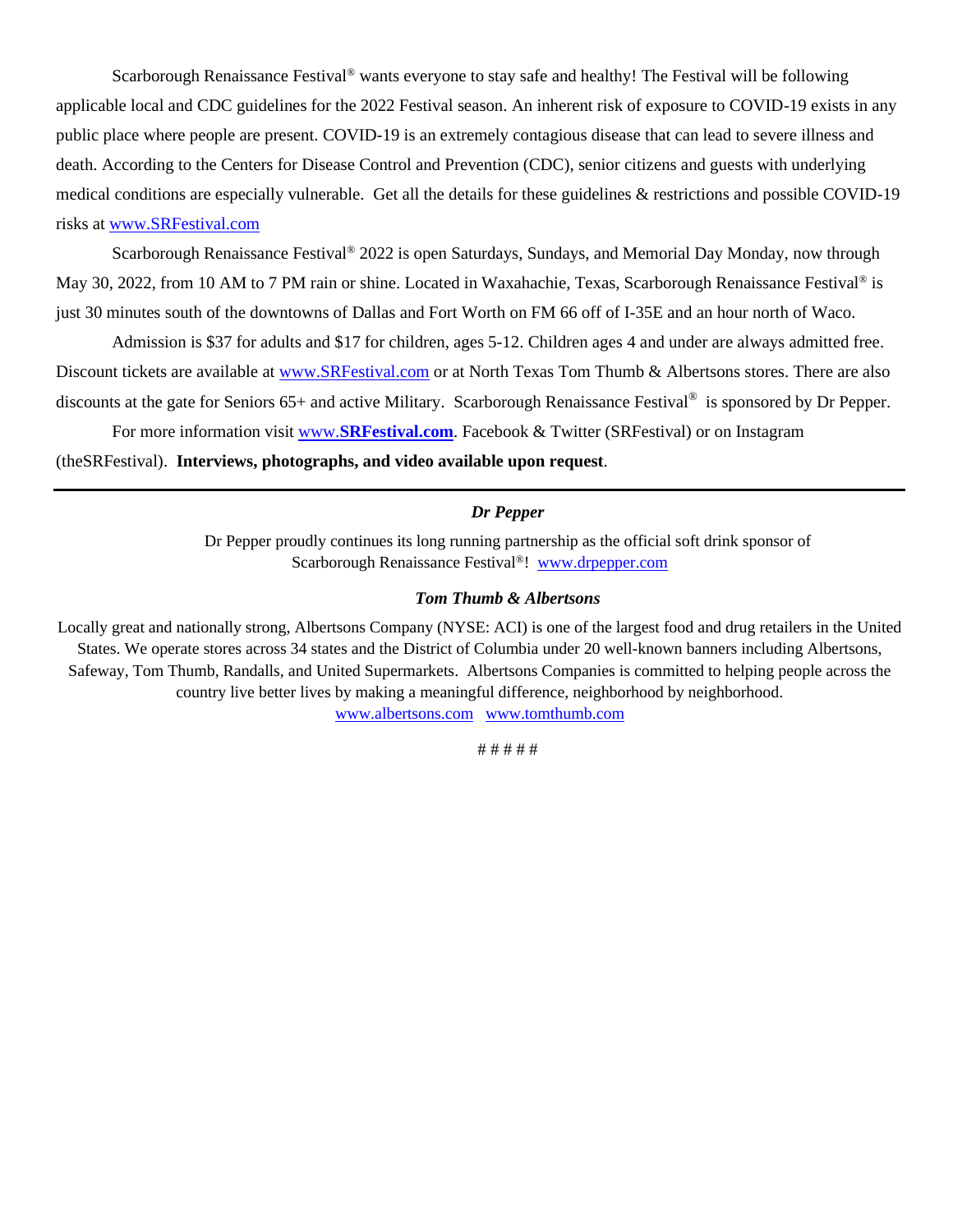Scarborough Renaissance Festival® wants everyone to stay safe and healthy! The Festival will be following applicable local and CDC guidelines for the 2022 Festival season. An inherent risk of exposure to COVID-19 exists in any public place where people are present. COVID-19 is an extremely contagious disease that can lead to severe illness and death. According to the Centers for Disease Control and Prevention (CDC), senior citizens and guests with underlying medical conditions are especially vulnerable. Get all the details for these guidelines & restrictions and possible COVID-19 risks at www.SRFestival.com

Scarborough Renaissance Festival® 2022 is open Saturdays, Sundays, and Memorial Day Monday, now through May 30, 2022, from 10 AM to 7 PM rain or shine. Located in Waxahachie, Texas, Scarborough Renaissance Festival® is just 30 minutes south of the downtowns of Dallas and Fort Worth on FM 66 off of I-35E and an hour north of Waco.

Admission is $37 for adults and $17 for children, ages 5-12. Children ages 4 and under are always admitted free. Discount tickets are available at www.SRFestival.com or at North Texas Tom Thumb & Albertsons stores. There are also discounts at the gate for Seniors 65+ and active Military. Scarborough Renaissance Festival® is sponsored by Dr Pepper.

For more information visit www.**SRFestival.com**. Facebook & Twitter (SRFestival) or on Instagram (theSRFestival). **Interviews, photographs, and video available upon request**.

---

***Dr Pepper***

Dr Pepper proudly continues its long running partnership as the official soft drink sponsor of Scarborough Renaissance Festival®! www.drpepper.com

***Tom Thumb & Albertsons***

Locally great and nationally strong, Albertsons Company (NYSE: ACI) is one of the largest food and drug retailers in the United States. We operate stores across 34 states and the District of Columbia under 20 well-known banners including Albertsons, Safeway, Tom Thumb, Randalls, and United Supermarkets. Albertsons Companies is committed to helping people across the country live better lives by making a meaningful difference, neighborhood by neighborhood.

www.albertsons.com www.tomthumb.com

# # # # #